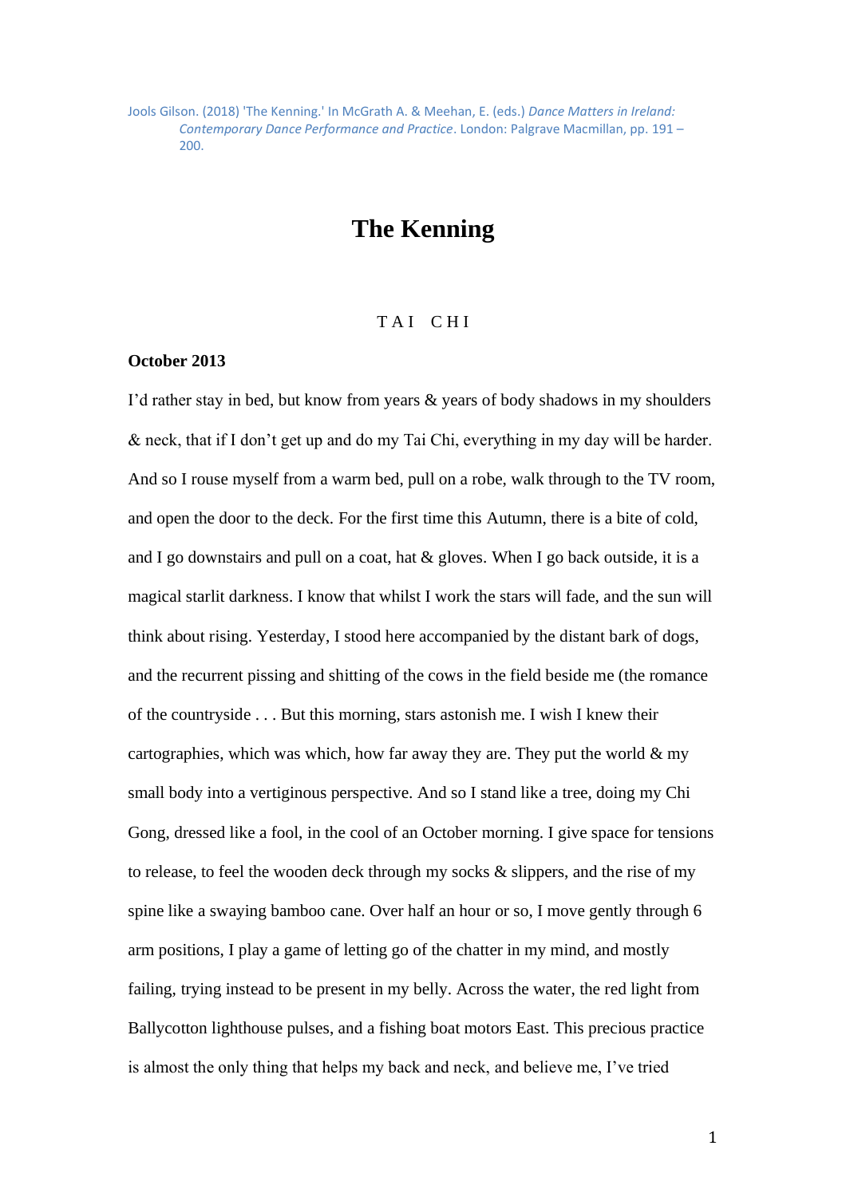Jools Gilson. (2018) 'The Kenning.' In McGrath A. & Meehan, E. (eds.) *Dance Matters in Ireland: Contemporary Dance Performance and Practice*. London: Palgrave Macmillan, pp. 191 – 200.

# The Kenning

## T A I   C H I

**October 2013**

I'd rather stay in bed, but know from years & years of body shadows in my shoulders & neck, that if I don't get up and do my Tai Chi, everything in my day will be harder. And so I rouse myself from a warm bed, pull on a robe, walk through to the TV room, and open the door to the deck. For the first time this Autumn, there is a bite of cold, and I go downstairs and pull on a coat, hat & gloves. When I go back outside, it is a magical starlit darkness. I know that whilst I work the stars will fade, and the sun will think about rising. Yesterday, I stood here accompanied by the distant bark of dogs, and the recurrent pissing and shitting of the cows in the field beside me (the romance of the countryside . . . But this morning, stars astonish me. I wish I knew their cartographies, which was which, how far away they are. They put the world & my small body into a vertiginous perspective. And so I stand like a tree, doing my Chi Gong, dressed like a fool, in the cool of an October morning. I give space for tensions to release, to feel the wooden deck through my socks & slippers, and the rise of my spine like a swaying bamboo cane. Over half an hour or so, I move gently through 6 arm positions, I play a game of letting go of the chatter in my mind, and mostly failing, trying instead to be present in my belly. Across the water, the red light from Ballycotton lighthouse pulses, and a fishing boat motors East. This precious practice is almost the only thing that helps my back and neck, and believe me, I've tried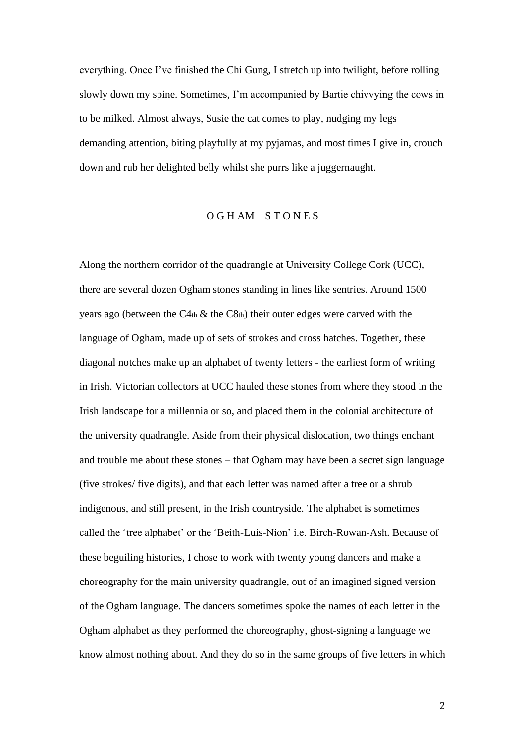everything. Once I've finished the Chi Gung, I stretch up into twilight, before rolling slowly down my spine. Sometimes, I'm accompanied by Bartie chivvying the cows in to be milked. Almost always, Susie the cat comes to play, nudging my legs demanding attention, biting playfully at my pyjamas, and most times I give in, crouch down and rub her delighted belly whilst she purrs like a juggernaught.

## O G H AM S T O N E S

Along the northern corridor of the quadrangle at University College Cork (UCC), there are several dozen Ogham stones standing in lines like sentries. Around 1500 years ago (between the C4th & the C8th) their outer edges were carved with the language of Ogham, made up of sets of strokes and cross hatches. Together, these diagonal notches make up an alphabet of twenty letters - the earliest form of writing in Irish. Victorian collectors at UCC hauled these stones from where they stood in the Irish landscape for a millennia or so, and placed them in the colonial architecture of the university quadrangle. Aside from their physical dislocation, two things enchant and trouble me about these stones – that Ogham may have been a secret sign language (five strokes/ five digits), and that each letter was named after a tree or a shrub indigenous, and still present, in the Irish countryside. The alphabet is sometimes called the 'tree alphabet' or the 'Beith-Luis-Nion' i.e. Birch-Rowan-Ash. Because of these beguiling histories, I chose to work with twenty young dancers and make a choreography for the main university quadrangle, out of an imagined signed version of the Ogham language. The dancers sometimes spoke the names of each letter in the Ogham alphabet as they performed the choreography, ghost-signing a language we know almost nothing about. And they do so in the same groups of five letters in which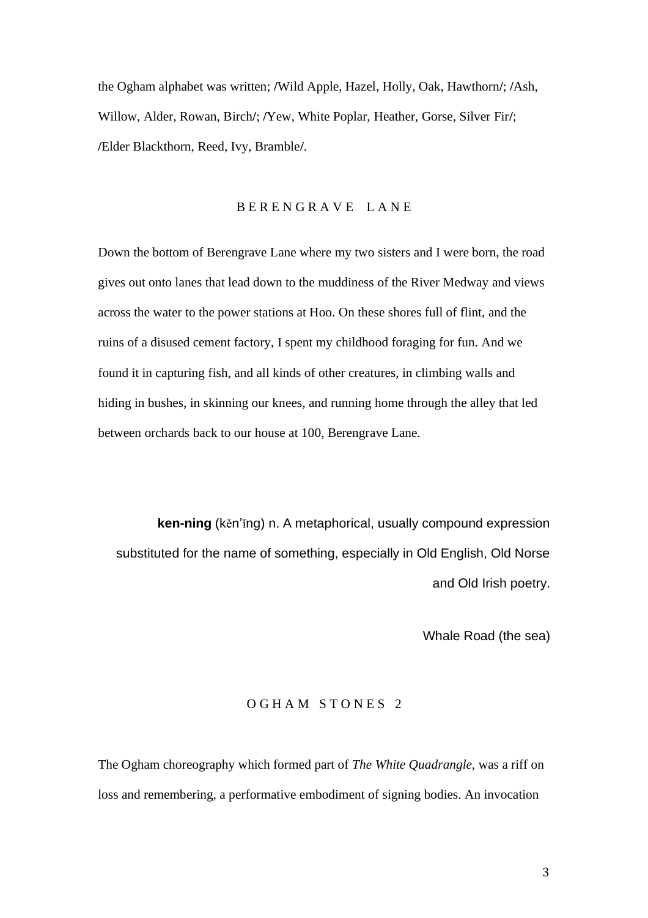the Ogham alphabet was written; /Wild Apple, Hazel, Holly, Oak, Hawthorn/; /Ash, Willow, Alder, Rowan, Birch/; /Yew, White Poplar, Heather, Gorse, Silver Fir/; /Elder Blackthorn, Reed, Ivy, Bramble/.

## B E R E N G R A V E   L A N E

Down the bottom of Berengrave Lane where my two sisters and I were born, the road gives out onto lanes that lead down to the muddiness of the River Medway and views across the water to the power stations at Hoo. On these shores full of flint, and the ruins of a disused cement factory, I spent my childhood foraging for fun. And we found it in capturing fish, and all kinds of other creatures, in climbing walls and hiding in bushes, in skinning our knees, and running home through the alley that led between orchards back to our house at 100, Berengrave Lane.

> **ken-ning** (kĕn'ĭng) n. A metaphorical, usually compound expression substituted for the name of something, especially in Old English, Old Norse and Old Irish poetry.
>
> Whale Road (the sea)

## O G H A M   S T O N E S   2

The Ogham choreography which formed part of *The White Quadrangle*, was a riff on loss and remembering, a performative embodiment of signing bodies. An invocation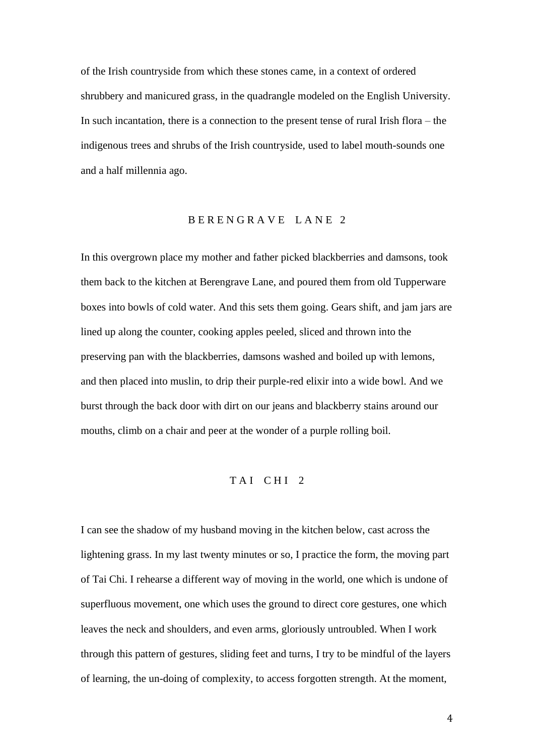of the Irish countryside from which these stones came, in a context of ordered shrubbery and manicured grass, in the quadrangle modeled on the English University. In such incantation, there is a connection to the present tense of rural Irish flora – the indigenous trees and shrubs of the Irish countryside, used to label mouth-sounds one and a half millennia ago.

## B E R E N G R A V E  L A N E 2

In this overgrown place my mother and father picked blackberries and damsons, took them back to the kitchen at Berengrave Lane, and poured them from old Tupperware boxes into bowls of cold water. And this sets them going. Gears shift, and jam jars are lined up along the counter, cooking apples peeled, sliced and thrown into the preserving pan with the blackberries, damsons washed and boiled up with lemons, and then placed into muslin, to drip their purple-red elixir into a wide bowl. And we burst through the back door with dirt on our jeans and blackberry stains around our mouths, climb on a chair and peer at the wonder of a purple rolling boil.

## T A I  C H I 2

I can see the shadow of my husband moving in the kitchen below, cast across the lightening grass. In my last twenty minutes or so, I practice the form, the moving part of Tai Chi. I rehearse a different way of moving in the world, one which is undone of superfluous movement, one which uses the ground to direct core gestures, one which leaves the neck and shoulders, and even arms, gloriously untroubled. When I work through this pattern of gestures, sliding feet and turns, I try to be mindful of the layers of learning, the un-doing of complexity, to access forgotten strength. At the moment,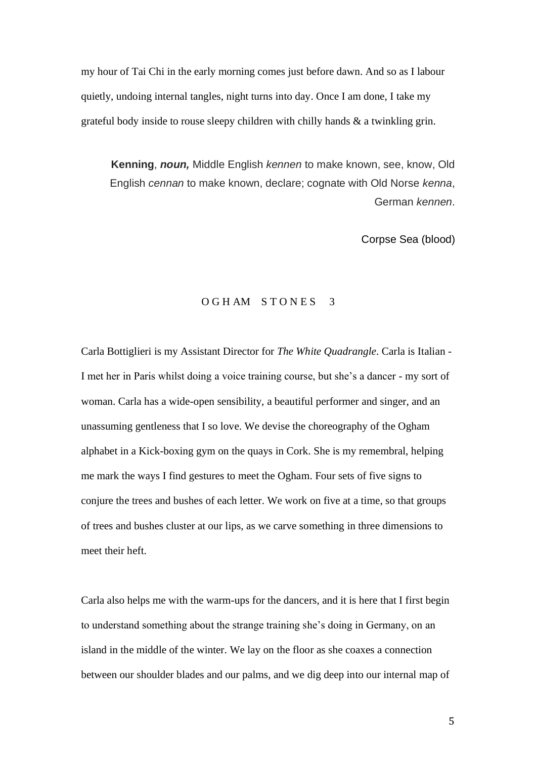my hour of Tai Chi in the early morning comes just before dawn. And so as I labour quietly, undoing internal tangles, night turns into day. Once I am done, I take my grateful body inside to rouse sleepy children with chilly hands & a twinkling grin.

> **Kenning**, ***noun,*** Middle English *kennen* to make known, see, know, Old English *cennan* to make known, declare; cognate with Old Norse *kenna*, German *kennen*.
>
> Corpse Sea (blood)

## OGHAM STONES 3

Carla Bottiglieri is my Assistant Director for *The White Quadrangle*. Carla is Italian - I met her in Paris whilst doing a voice training course, but she's a dancer - my sort of woman. Carla has a wide-open sensibility, a beautiful performer and singer, and an unassuming gentleness that I so love. We devise the choreography of the Ogham alphabet in a Kick-boxing gym on the quays in Cork. She is my remembral, helping me mark the ways I find gestures to meet the Ogham. Four sets of five signs to conjure the trees and bushes of each letter. We work on five at a time, so that groups of trees and bushes cluster at our lips, as we carve something in three dimensions to meet their heft.

Carla also helps me with the warm-ups for the dancers, and it is here that I first begin to understand something about the strange training she's doing in Germany, on an island in the middle of the winter. We lay on the floor as she coaxes a connection between our shoulder blades and our palms, and we dig deep into our internal map of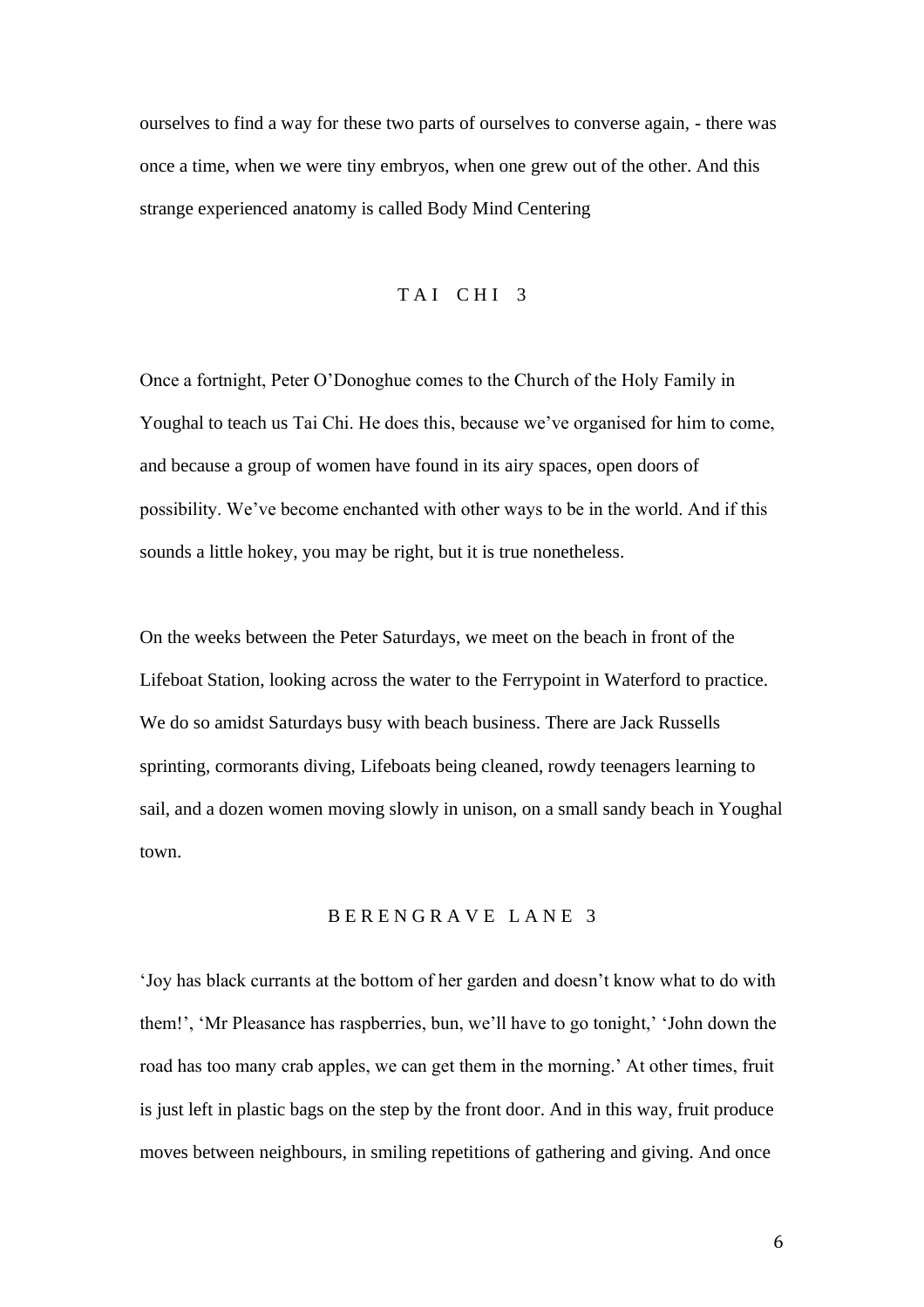ourselves to find a way for these two parts of ourselves to converse again, - there was once a time, when we were tiny embryos, when one grew out of the other. And this strange experienced anatomy is called Body Mind Centering

## TAI CHI 3

Once a fortnight, Peter O'Donoghue comes to the Church of the Holy Family in Youghal to teach us Tai Chi. He does this, because we've organised for him to come, and because a group of women have found in its airy spaces, open doors of possibility. We've become enchanted with other ways to be in the world. And if this sounds a little hokey, you may be right, but it is true nonetheless.

On the weeks between the Peter Saturdays, we meet on the beach in front of the Lifeboat Station, looking across the water to the Ferrypoint in Waterford to practice. We do so amidst Saturdays busy with beach business. There are Jack Russells sprinting, cormorants diving, Lifeboats being cleaned, rowdy teenagers learning to sail, and a dozen women moving slowly in unison, on a small sandy beach in Youghal town.

## BERENGRAVE LANE 3

'Joy has black currants at the bottom of her garden and doesn't know what to do with them!', 'Mr Pleasance has raspberries, bun, we'll have to go tonight,' 'John down the road has too many crab apples, we can get them in the morning.' At other times, fruit is just left in plastic bags on the step by the front door. And in this way, fruit produce moves between neighbours, in smiling repetitions of gathering and giving. And once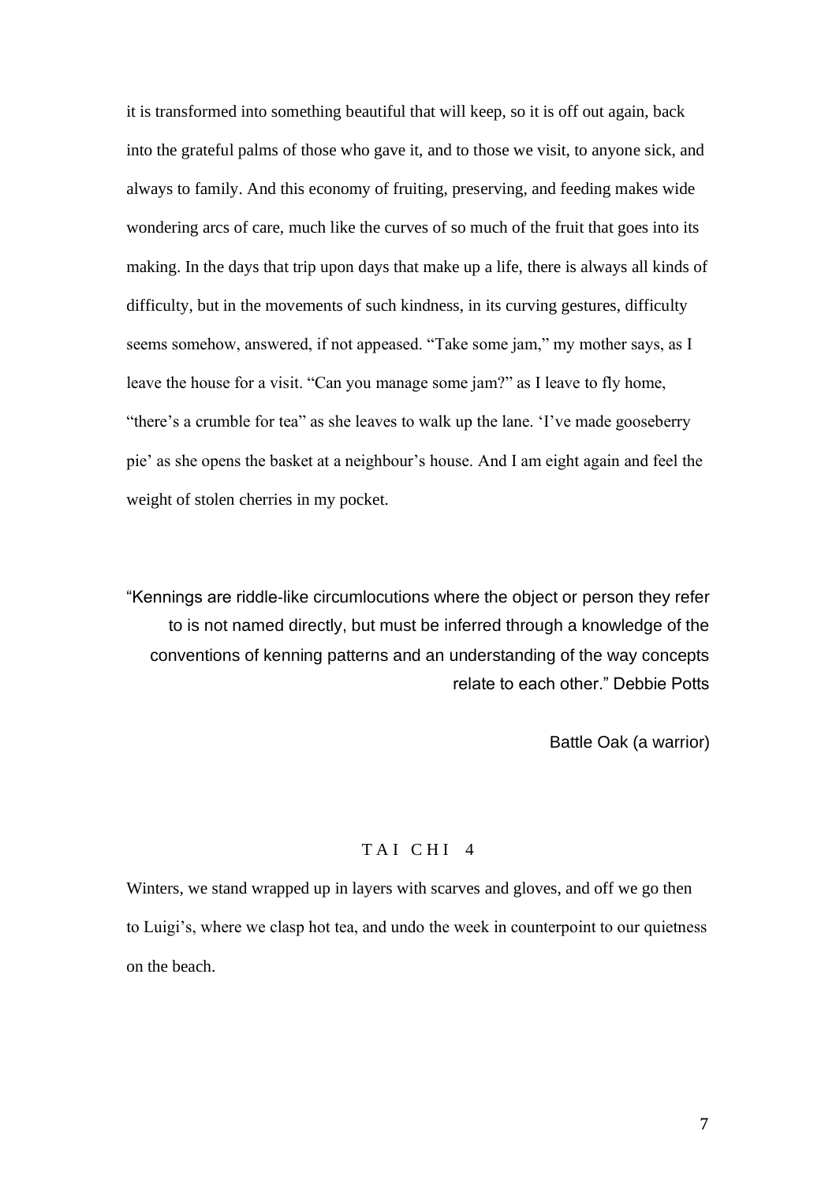it is transformed into something beautiful that will keep, so it is off out again, back into the grateful palms of those who gave it, and to those we visit, to anyone sick, and always to family. And this economy of fruiting, preserving, and feeding makes wide wondering arcs of care, much like the curves of so much of the fruit that goes into its making. In the days that trip upon days that make up a life, there is always all kinds of difficulty, but in the movements of such kindness, in its curving gestures, difficulty seems somehow, answered, if not appeased. "Take some jam," my mother says, as I leave the house for a visit. "Can you manage some jam?" as I leave to fly home, "there's a crumble for tea" as she leaves to walk up the lane. 'I've made gooseberry pie' as she opens the basket at a neighbour's house. And I am eight again and feel the weight of stolen cherries in my pocket.

> "Kennings are riddle-like circumlocutions where the object or person they refer to is not named directly, but must be inferred through a knowledge of the conventions of kenning patterns and an understanding of the way concepts relate to each other." Debbie Potts
>
> Battle Oak (a warrior)

## TAI CHI 4

Winters, we stand wrapped up in layers with scarves and gloves, and off we go then to Luigi's, where we clasp hot tea, and undo the week in counterpoint to our quietness on the beach.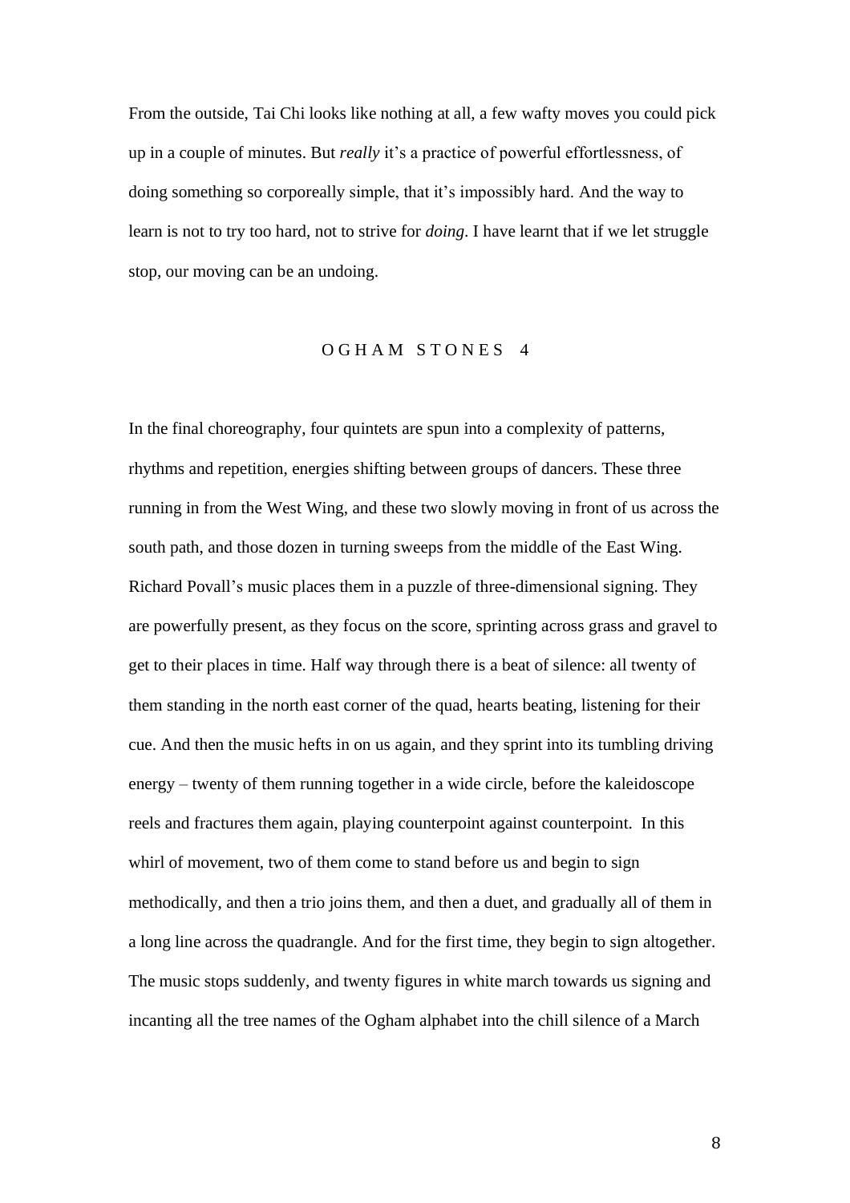From the outside, Tai Chi looks like nothing at all, a few wafty moves you could pick up in a couple of minutes. But *really* it's a practice of powerful effortlessness, of doing something so corporeally simple, that it's impossibly hard. And the way to learn is not to try too hard, not to strive for *doing*. I have learnt that if we let struggle stop, our moving can be an undoing.

## OGHAM STONES 4

In the final choreography, four quintets are spun into a complexity of patterns, rhythms and repetition, energies shifting between groups of dancers. These three running in from the West Wing, and these two slowly moving in front of us across the south path, and those dozen in turning sweeps from the middle of the East Wing. Richard Povall's music places them in a puzzle of three-dimensional signing. They are powerfully present, as they focus on the score, sprinting across grass and gravel to get to their places in time. Half way through there is a beat of silence: all twenty of them standing in the north east corner of the quad, hearts beating, listening for their cue. And then the music hefts in on us again, and they sprint into its tumbling driving energy – twenty of them running together in a wide circle, before the kaleidoscope reels and fractures them again, playing counterpoint against counterpoint. In this whirl of movement, two of them come to stand before us and begin to sign methodically, and then a trio joins them, and then a duet, and gradually all of them in a long line across the quadrangle. And for the first time, they begin to sign altogether. The music stops suddenly, and twenty figures in white march towards us signing and incanting all the tree names of the Ogham alphabet into the chill silence of a March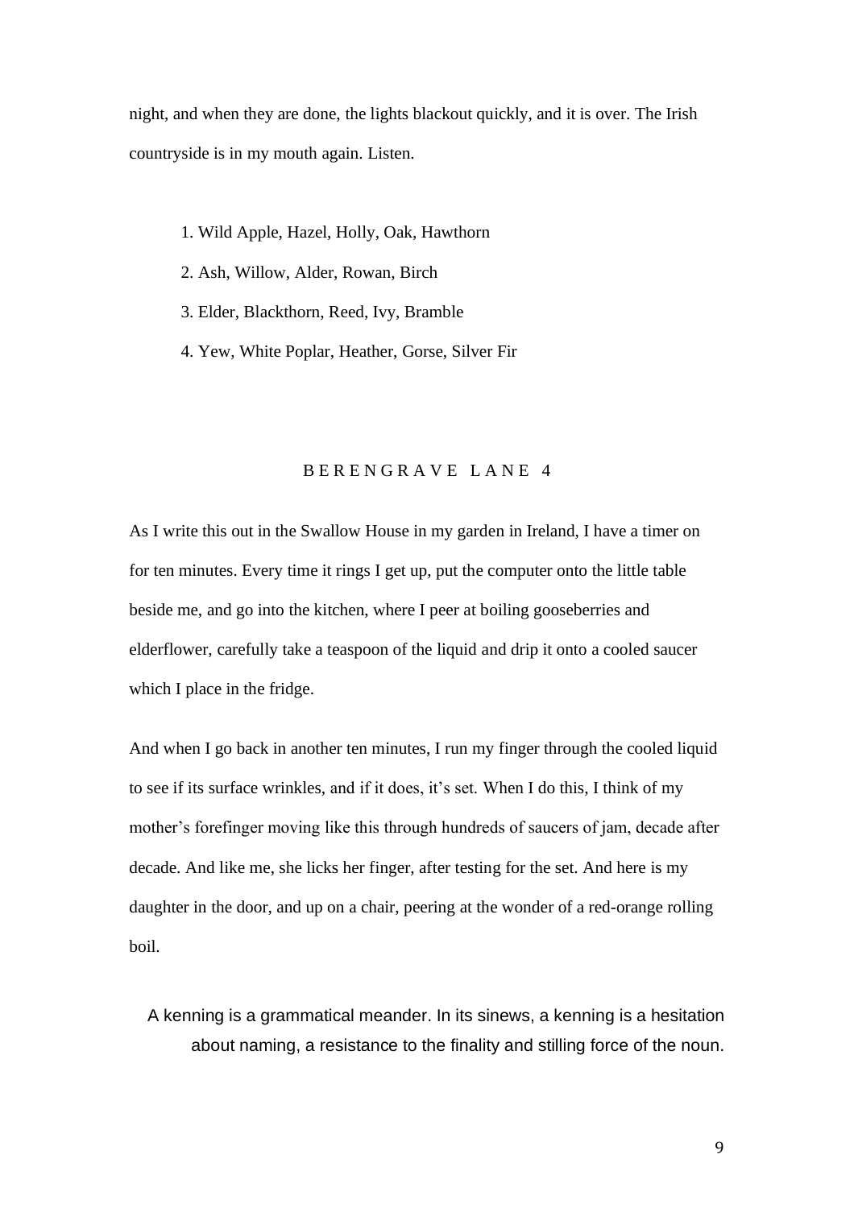night, and when they are done, the lights blackout quickly, and it is over. The Irish countryside is in my mouth again. Listen.

1. Wild Apple, Hazel, Holly, Oak, Hawthorn
2. Ash, Willow, Alder, Rowan, Birch
3. Elder, Blackthorn, Reed, Ivy, Bramble
4. Yew, White Poplar, Heather, Gorse, Silver Fir

## BERENGRAVE LANE 4

As I write this out in the Swallow House in my garden in Ireland, I have a timer on for ten minutes. Every time it rings I get up, put the computer onto the little table beside me, and go into the kitchen, where I peer at boiling gooseberries and elderflower, carefully take a teaspoon of the liquid and drip it onto a cooled saucer which I place in the fridge.

And when I go back in another ten minutes, I run my finger through the cooled liquid to see if its surface wrinkles, and if it does, it's set. When I do this, I think of my mother's forefinger moving like this through hundreds of saucers of jam, decade after decade. And like me, she licks her finger, after testing for the set. And here is my daughter in the door, and up on a chair, peering at the wonder of a red-orange rolling boil.

> A kenning is a grammatical meander. In its sinews, a kenning is a hesitation about naming, a resistance to the finality and stilling force of the noun.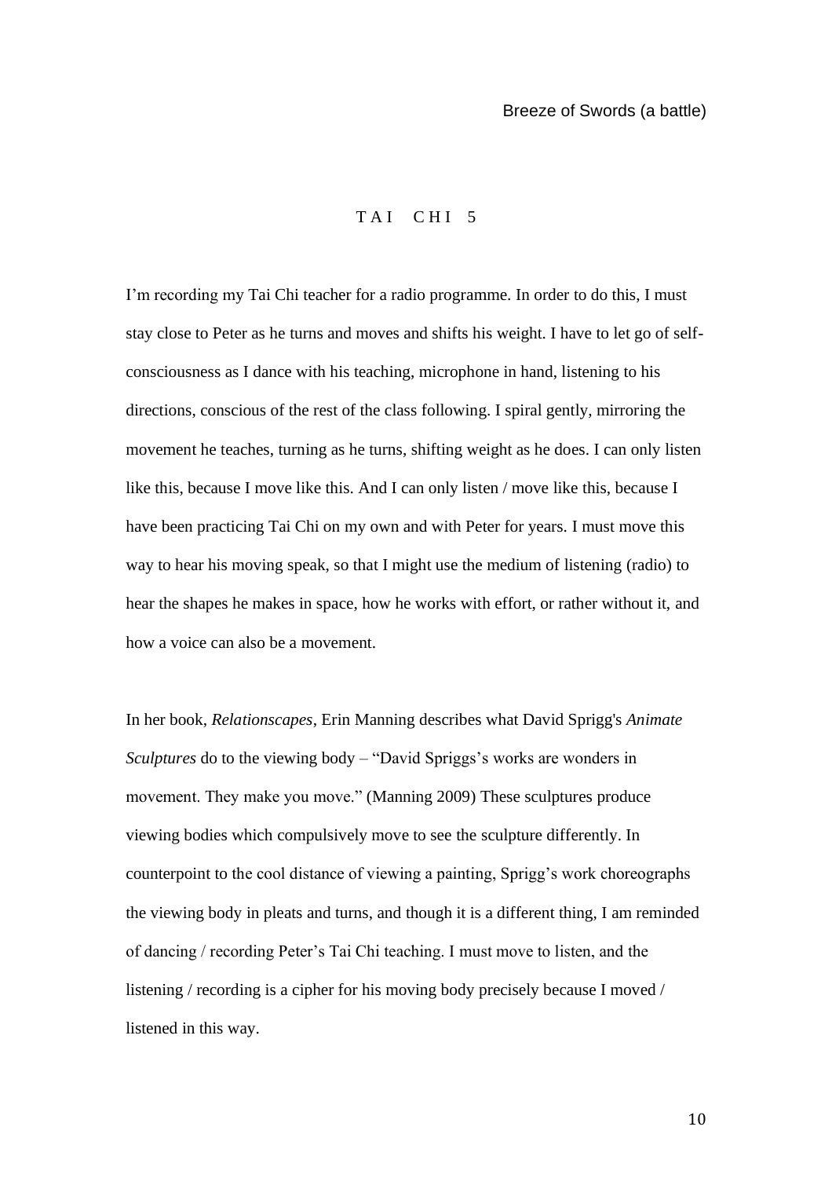## T A I C H I 5

I'm recording my Tai Chi teacher for a radio programme. In order to do this, I must stay close to Peter as he turns and moves and shifts his weight. I have to let go of self-consciousness as I dance with his teaching, microphone in hand, listening to his directions, conscious of the rest of the class following. I spiral gently, mirroring the movement he teaches, turning as he turns, shifting weight as he does. I can only listen like this, because I move like this. And I can only listen / move like this, because I have been practicing Tai Chi on my own and with Peter for years. I must move this way to hear his moving speak, so that I might use the medium of listening (radio) to hear the shapes he makes in space, how he works with effort, or rather without it, and how a voice can also be a movement.

In her book, *Relationscapes*, Erin Manning describes what David Sprigg's *Animate Sculptures* do to the viewing body – "David Spriggs's works are wonders in movement. They make you move." (Manning 2009) These sculptures produce viewing bodies which compulsively move to see the sculpture differently. In counterpoint to the cool distance of viewing a painting, Sprigg's work choreographs the viewing body in pleats and turns, and though it is a different thing, I am reminded of dancing / recording Peter's Tai Chi teaching. I must move to listen, and the listening / recording is a cipher for his moving body precisely because I moved / listened in this way.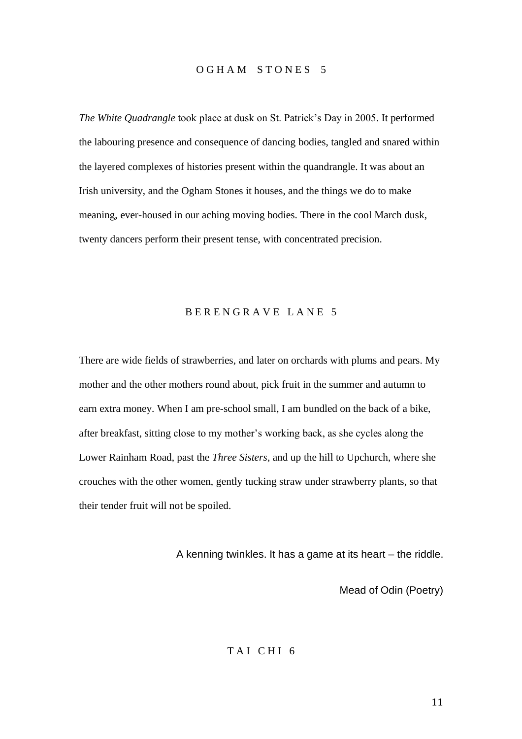## O G H A M   S T O N E S   5

*The White Quadrangle* took place at dusk on St. Patrick's Day in 2005. It performed the labouring presence and consequence of dancing bodies, tangled and snared within the layered complexes of histories present within the quandrangle. It was about an Irish university, and the Ogham Stones it houses, and the things we do to make meaning, ever-housed in our aching moving bodies. There in the cool March dusk, twenty dancers perform their present tense, with concentrated precision.

## B E R E N G R A V E   L A N E   5

There are wide fields of strawberries, and later on orchards with plums and pears. My mother and the other mothers round about, pick fruit in the summer and autumn to earn extra money. When I am pre-school small, I am bundled on the back of a bike, after breakfast, sitting close to my mother's working back, as she cycles along the Lower Rainham Road, past the *Three Sisters*, and up the hill to Upchurch, where she crouches with the other women, gently tucking straw under strawberry plants, so that their tender fruit will not be spoiled.

A kenning twinkles. It has a game at its heart – the riddle.

Mead of Odin (Poetry)

## T A I   C H I   6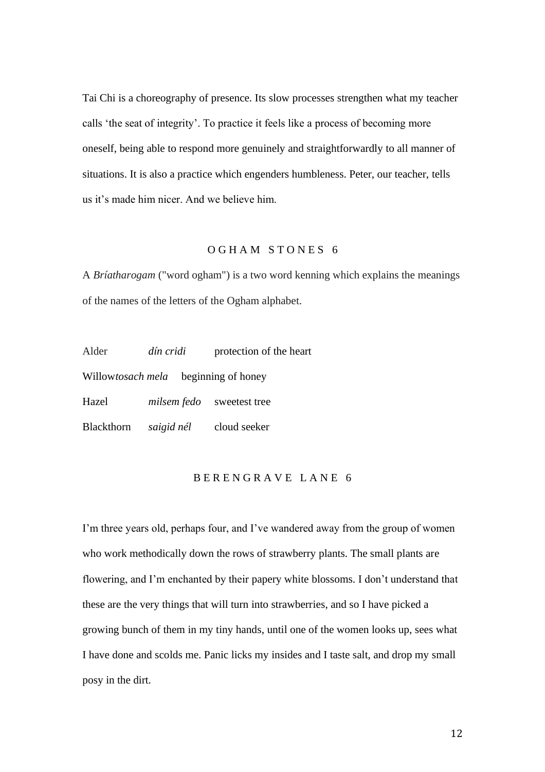Tai Chi is a choreography of presence. Its slow processes strengthen what my teacher calls 'the seat of integrity'. To practice it feels like a process of becoming more oneself, being able to respond more genuinely and straightforwardly to all manner of situations. It is also a practice which engenders humbleness. Peter, our teacher, tells us it's made him nicer. And we believe him.

## O G H A M  S T O N E S  6

A *Bríatharogam* ("word ogham") is a two word kenning which explains the meanings of the names of the letters of the Ogham alphabet.

| | | |
|---|---|---|
| Alder | *dín cridi* | protection of the heart |
| Willow | *tosach mela* | beginning of honey |
| Hazel | *milsem fedo* | sweetest tree |
| Blackthorn | *saigid nél* | cloud seeker |

## B E R E N G R A V E  L A N E  6

I'm three years old, perhaps four, and I've wandered away from the group of women who work methodically down the rows of strawberry plants. The small plants are flowering, and I'm enchanted by their papery white blossoms. I don't understand that these are the very things that will turn into strawberries, and so I have picked a growing bunch of them in my tiny hands, until one of the women looks up, sees what I have done and scolds me. Panic licks my insides and I taste salt, and drop my small posy in the dirt.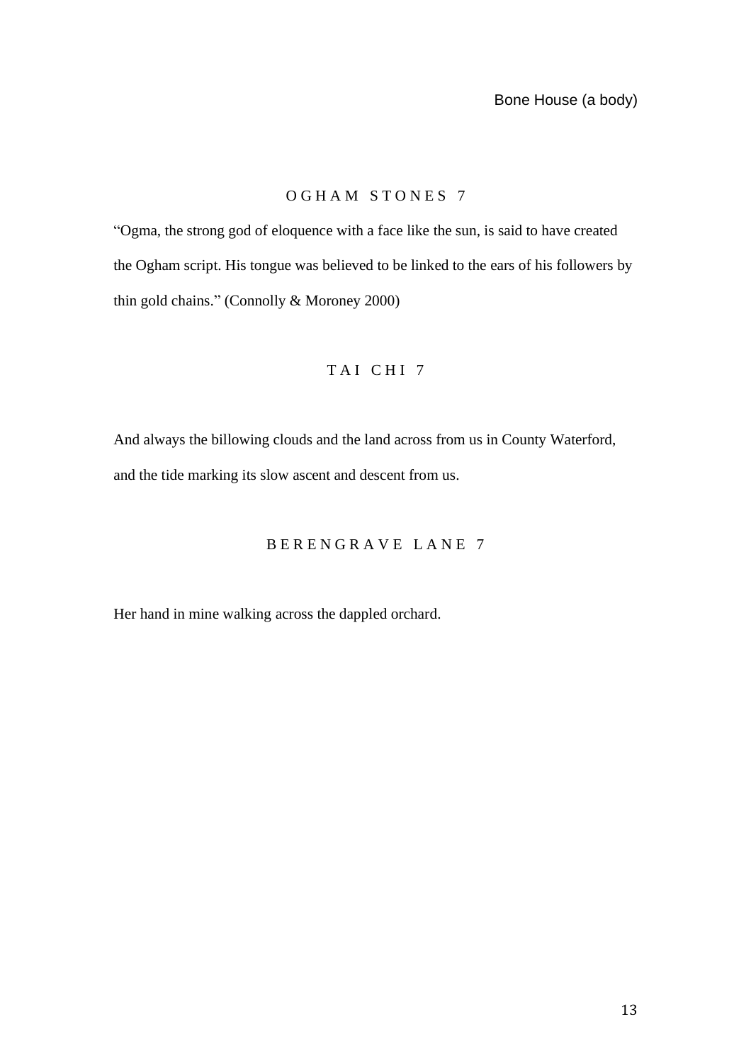## O G H A M   S T O N E S   7

"Ogma, the strong god of eloquence with a face like the sun, is said to have created the Ogham script. His tongue was believed to be linked to the ears of his followers by thin gold chains." (Connolly & Moroney 2000)

## T A I   C H I   7

And always the billowing clouds and the land across from us in County Waterford, and the tide marking its slow ascent and descent from us.

## B E R E N G R A V E   L A N E   7

Her hand in mine walking across the dappled orchard.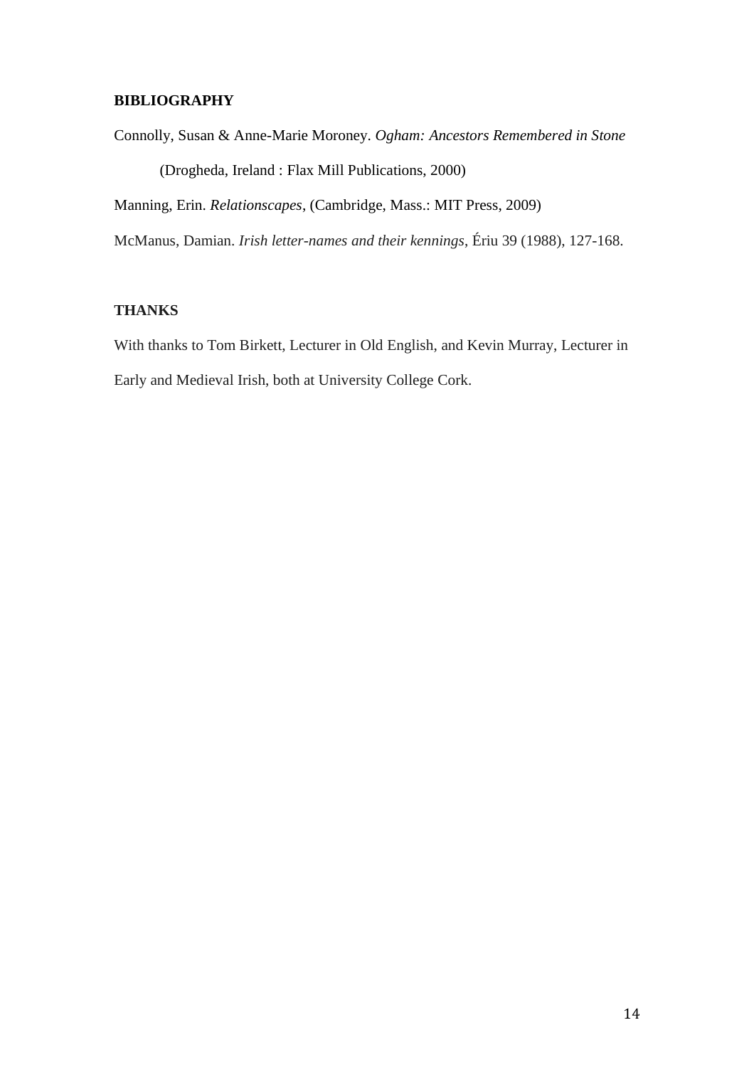## BIBLIOGRAPHY

Connolly, Susan & Anne-Marie Moroney. *Ogham: Ancestors Remembered in Stone* (Drogheda, Ireland : Flax Mill Publications, 2000)

Manning, Erin. *Relationscapes*, (Cambridge, Mass.: MIT Press, 2009)

McManus, Damian. *Irish letter-names and their kennings*, Ériu 39 (1988), 127-168.

## THANKS

With thanks to Tom Birkett, Lecturer in Old English, and Kevin Murray, Lecturer in Early and Medieval Irish, both at University College Cork.